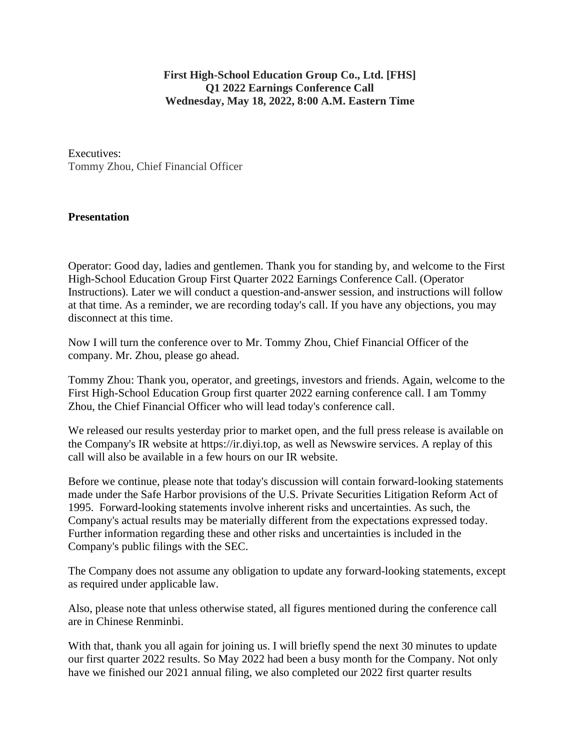**First High-School Education Group Co., Ltd. [FHS]**
**Q1 2022 Earnings Conference Call**
**Wednesday, May 18, 2022, 8:00 A.M. Eastern Time**

Executives:
Tommy Zhou, Chief Financial Officer

## Presentation

Operator: Good day, ladies and gentlemen. Thank you for standing by, and welcome to the First High-School Education Group First Quarter 2022 Earnings Conference Call. (Operator Instructions). Later we will conduct a question-and-answer session, and instructions will follow at that time. As a reminder, we are recording today's call. If you have any objections, you may disconnect at this time.

Now I will turn the conference over to Mr. Tommy Zhou, Chief Financial Officer of the company. Mr. Zhou, please go ahead.

Tommy Zhou: Thank you, operator, and greetings, investors and friends. Again, welcome to the First High-School Education Group first quarter 2022 earning conference call. I am Tommy Zhou, the Chief Financial Officer who will lead today's conference call.

We released our results yesterday prior to market open, and the full press release is available on the Company's IR website at https://ir.diyi.top, as well as Newswire services. A replay of this call will also be available in a few hours on our IR website.

Before we continue, please note that today's discussion will contain forward-looking statements made under the Safe Harbor provisions of the U.S. Private Securities Litigation Reform Act of 1995. Forward-looking statements involve inherent risks and uncertainties. As such, the Company's actual results may be materially different from the expectations expressed today. Further information regarding these and other risks and uncertainties is included in the Company's public filings with the SEC.

The Company does not assume any obligation to update any forward-looking statements, except as required under applicable law.

Also, please note that unless otherwise stated, all figures mentioned during the conference call are in Chinese Renminbi.

With that, thank you all again for joining us. I will briefly spend the next 30 minutes to update our first quarter 2022 results. So May 2022 had been a busy month for the Company. Not only have we finished our 2021 annual filing, we also completed our 2022 first quarter results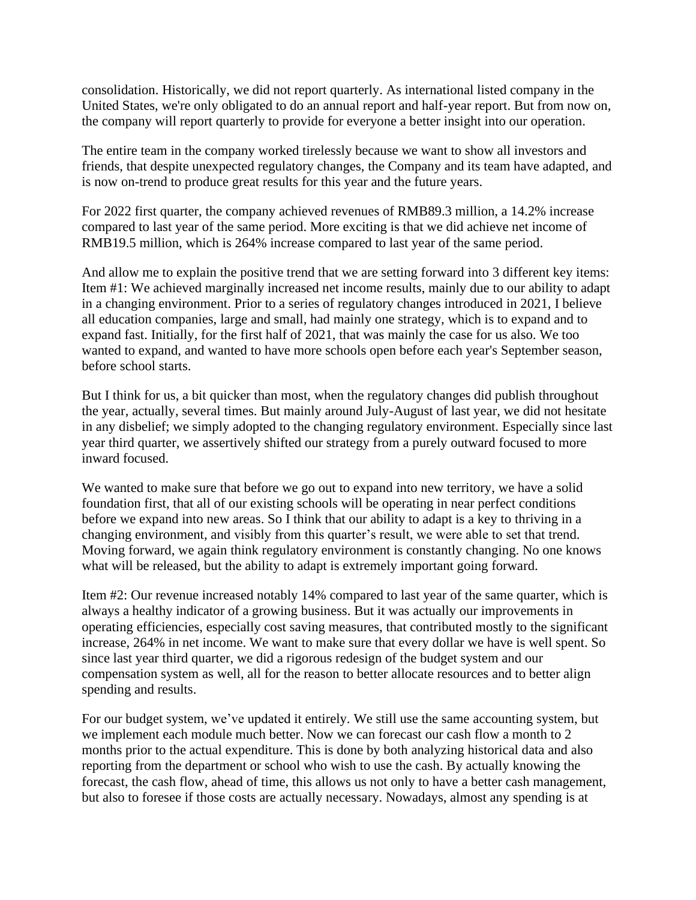consolidation. Historically, we did not report quarterly. As international listed company in the United States, we're only obligated to do an annual report and half-year report. But from now on, the company will report quarterly to provide for everyone a better insight into our operation.

The entire team in the company worked tirelessly because we want to show all investors and friends, that despite unexpected regulatory changes, the Company and its team have adapted, and is now on-trend to produce great results for this year and the future years.

For 2022 first quarter, the company achieved revenues of RMB89.3 million, a 14.2% increase compared to last year of the same period. More exciting is that we did achieve net income of RMB19.5 million, which is 264% increase compared to last year of the same period.

And allow me to explain the positive trend that we are setting forward into 3 different key items: Item #1: We achieved marginally increased net income results, mainly due to our ability to adapt in a changing environment. Prior to a series of regulatory changes introduced in 2021, I believe all education companies, large and small, had mainly one strategy, which is to expand and to expand fast. Initially, for the first half of 2021, that was mainly the case for us also. We too wanted to expand, and wanted to have more schools open before each year's September season, before school starts.

But I think for us, a bit quicker than most, when the regulatory changes did publish throughout the year, actually, several times. But mainly around July-August of last year, we did not hesitate in any disbelief; we simply adopted to the changing regulatory environment. Especially since last year third quarter, we assertively shifted our strategy from a purely outward focused to more inward focused.

We wanted to make sure that before we go out to expand into new territory, we have a solid foundation first, that all of our existing schools will be operating in near perfect conditions before we expand into new areas. So I think that our ability to adapt is a key to thriving in a changing environment, and visibly from this quarter's result, we were able to set that trend. Moving forward, we again think regulatory environment is constantly changing. No one knows what will be released, but the ability to adapt is extremely important going forward.

Item #2: Our revenue increased notably 14% compared to last year of the same quarter, which is always a healthy indicator of a growing business. But it was actually our improvements in operating efficiencies, especially cost saving measures, that contributed mostly to the significant increase, 264% in net income. We want to make sure that every dollar we have is well spent. So since last year third quarter, we did a rigorous redesign of the budget system and our compensation system as well, all for the reason to better allocate resources and to better align spending and results.

For our budget system, we've updated it entirely. We still use the same accounting system, but we implement each module much better. Now we can forecast our cash flow a month to 2 months prior to the actual expenditure. This is done by both analyzing historical data and also reporting from the department or school who wish to use the cash. By actually knowing the forecast, the cash flow, ahead of time, this allows us not only to have a better cash management, but also to foresee if those costs are actually necessary. Nowadays, almost any spending is at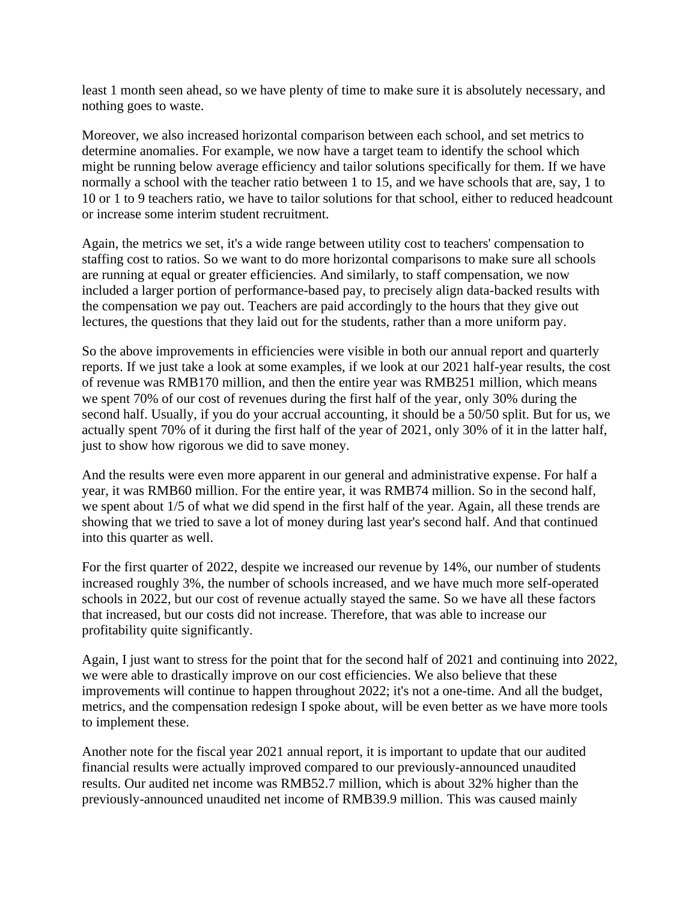least 1 month seen ahead, so we have plenty of time to make sure it is absolutely necessary, and nothing goes to waste.

Moreover, we also increased horizontal comparison between each school, and set metrics to determine anomalies. For example, we now have a target team to identify the school which might be running below average efficiency and tailor solutions specifically for them. If we have normally a school with the teacher ratio between 1 to 15, and we have schools that are, say, 1 to 10 or 1 to 9 teachers ratio, we have to tailor solutions for that school, either to reduced headcount or increase some interim student recruitment.

Again, the metrics we set, it's a wide range between utility cost to teachers' compensation to staffing cost to ratios. So we want to do more horizontal comparisons to make sure all schools are running at equal or greater efficiencies. And similarly, to staff compensation, we now included a larger portion of performance-based pay, to precisely align data-backed results with the compensation we pay out. Teachers are paid accordingly to the hours that they give out lectures, the questions that they laid out for the students, rather than a more uniform pay.

So the above improvements in efficiencies were visible in both our annual report and quarterly reports. If we just take a look at some examples, if we look at our 2021 half-year results, the cost of revenue was RMB170 million, and then the entire year was RMB251 million, which means we spent 70% of our cost of revenues during the first half of the year, only 30% during the second half. Usually, if you do your accrual accounting, it should be a 50/50 split. But for us, we actually spent 70% of it during the first half of the year of 2021, only 30% of it in the latter half, just to show how rigorous we did to save money.

And the results were even more apparent in our general and administrative expense. For half a year, it was RMB60 million. For the entire year, it was RMB74 million. So in the second half, we spent about 1/5 of what we did spend in the first half of the year. Again, all these trends are showing that we tried to save a lot of money during last year's second half. And that continued into this quarter as well.

For the first quarter of 2022, despite we increased our revenue by 14%, our number of students increased roughly 3%, the number of schools increased, and we have much more self-operated schools in 2022, but our cost of revenue actually stayed the same. So we have all these factors that increased, but our costs did not increase. Therefore, that was able to increase our profitability quite significantly.

Again, I just want to stress for the point that for the second half of 2021 and continuing into 2022, we were able to drastically improve on our cost efficiencies. We also believe that these improvements will continue to happen throughout 2022; it's not a one-time. And all the budget, metrics, and the compensation redesign I spoke about, will be even better as we have more tools to implement these.

Another note for the fiscal year 2021 annual report, it is important to update that our audited financial results were actually improved compared to our previously-announced unaudited results. Our audited net income was RMB52.7 million, which is about 32% higher than the previously-announced unaudited net income of RMB39.9 million. This was caused mainly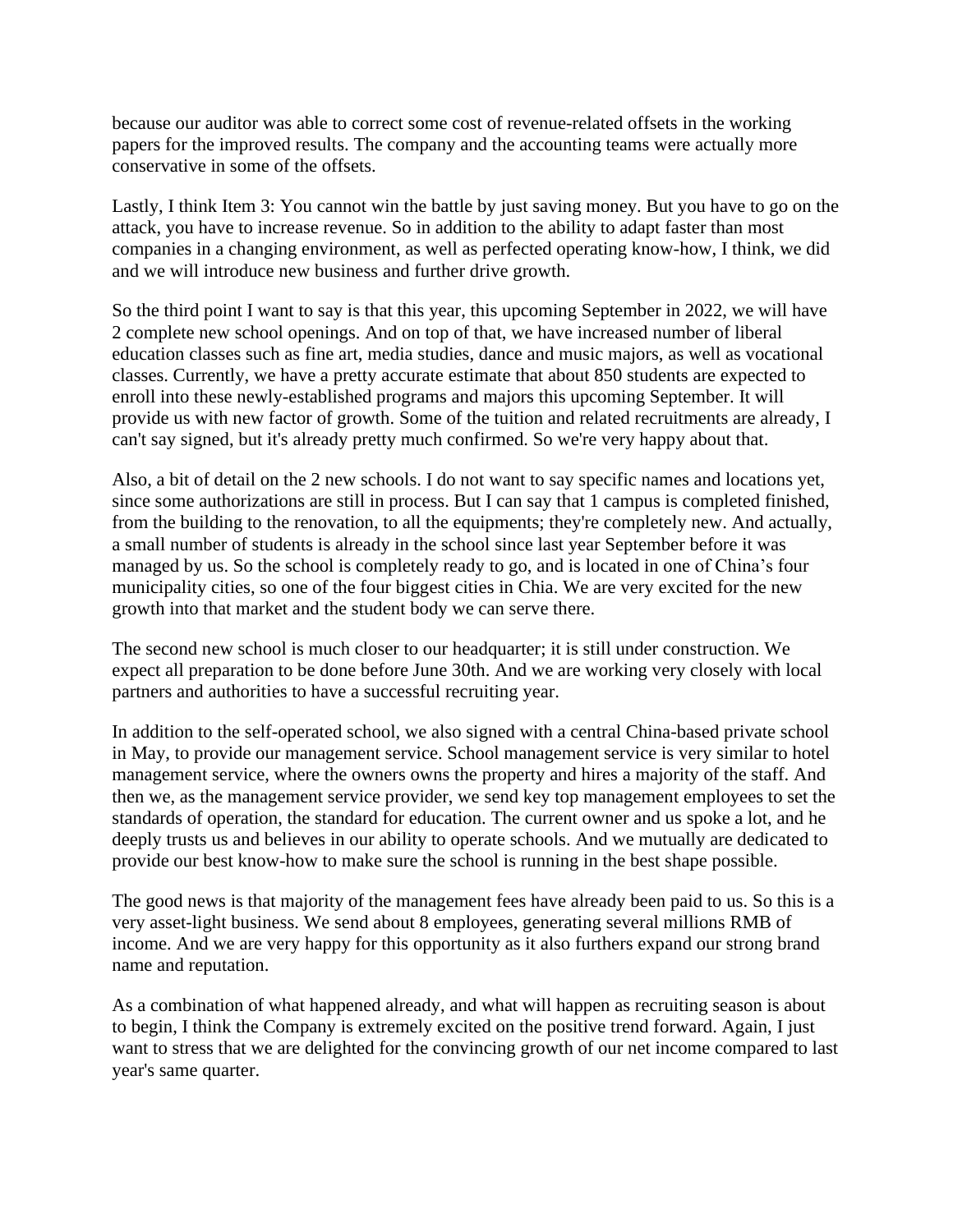because our auditor was able to correct some cost of revenue-related offsets in the working papers for the improved results. The company and the accounting teams were actually more conservative in some of the offsets.

Lastly, I think Item 3: You cannot win the battle by just saving money. But you have to go on the attack, you have to increase revenue. So in addition to the ability to adapt faster than most companies in a changing environment, as well as perfected operating know-how, I think, we did and we will introduce new business and further drive growth.

So the third point I want to say is that this year, this upcoming September in 2022, we will have 2 complete new school openings. And on top of that, we have increased number of liberal education classes such as fine art, media studies, dance and music majors, as well as vocational classes. Currently, we have a pretty accurate estimate that about 850 students are expected to enroll into these newly-established programs and majors this upcoming September. It will provide us with new factor of growth. Some of the tuition and related recruitments are already, I can't say signed, but it's already pretty much confirmed. So we're very happy about that.

Also, a bit of detail on the 2 new schools. I do not want to say specific names and locations yet, since some authorizations are still in process. But I can say that 1 campus is completed finished, from the building to the renovation, to all the equipments; they're completely new. And actually, a small number of students is already in the school since last year September before it was managed by us. So the school is completely ready to go, and is located in one of China's four municipality cities, so one of the four biggest cities in Chia. We are very excited for the new growth into that market and the student body we can serve there.

The second new school is much closer to our headquarter; it is still under construction. We expect all preparation to be done before June 30th. And we are working very closely with local partners and authorities to have a successful recruiting year.

In addition to the self-operated school, we also signed with a central China-based private school in May, to provide our management service. School management service is very similar to hotel management service, where the owners owns the property and hires a majority of the staff. And then we, as the management service provider, we send key top management employees to set the standards of operation, the standard for education. The current owner and us spoke a lot, and he deeply trusts us and believes in our ability to operate schools. And we mutually are dedicated to provide our best know-how to make sure the school is running in the best shape possible.

The good news is that majority of the management fees have already been paid to us. So this is a very asset-light business. We send about 8 employees, generating several millions RMB of income. And we are very happy for this opportunity as it also furthers expand our strong brand name and reputation.

As a combination of what happened already, and what will happen as recruiting season is about to begin, I think the Company is extremely excited on the positive trend forward. Again, I just want to stress that we are delighted for the convincing growth of our net income compared to last year's same quarter.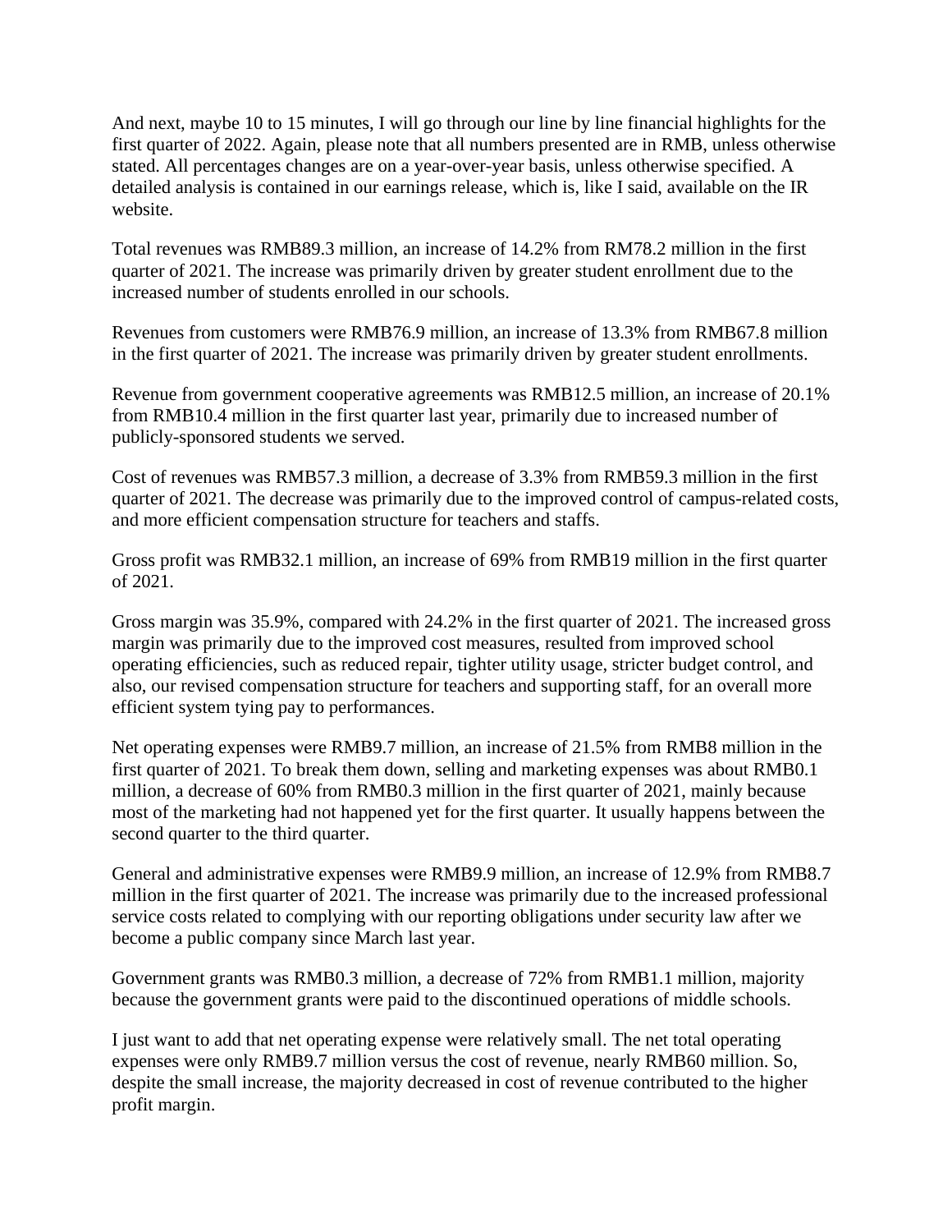And next, maybe 10 to 15 minutes, I will go through our line by line financial highlights for the first quarter of 2022. Again, please note that all numbers presented are in RMB, unless otherwise stated. All percentages changes are on a year-over-year basis, unless otherwise specified. A detailed analysis is contained in our earnings release, which is, like I said, available on the IR website.

Total revenues was RMB89.3 million, an increase of 14.2% from RM78.2 million in the first quarter of 2021. The increase was primarily driven by greater student enrollment due to the increased number of students enrolled in our schools.

Revenues from customers were RMB76.9 million, an increase of 13.3% from RMB67.8 million in the first quarter of 2021. The increase was primarily driven by greater student enrollments.

Revenue from government cooperative agreements was RMB12.5 million, an increase of 20.1% from RMB10.4 million in the first quarter last year, primarily due to increased number of publicly-sponsored students we served.

Cost of revenues was RMB57.3 million, a decrease of 3.3% from RMB59.3 million in the first quarter of 2021. The decrease was primarily due to the improved control of campus-related costs, and more efficient compensation structure for teachers and staffs.

Gross profit was RMB32.1 million, an increase of 69% from RMB19 million in the first quarter of 2021.

Gross margin was 35.9%, compared with 24.2% in the first quarter of 2021. The increased gross margin was primarily due to the improved cost measures, resulted from improved school operating efficiencies, such as reduced repair, tighter utility usage, stricter budget control, and also, our revised compensation structure for teachers and supporting staff, for an overall more efficient system tying pay to performances.

Net operating expenses were RMB9.7 million, an increase of 21.5% from RMB8 million in the first quarter of 2021. To break them down, selling and marketing expenses was about RMB0.1 million, a decrease of 60% from RMB0.3 million in the first quarter of 2021, mainly because most of the marketing had not happened yet for the first quarter. It usually happens between the second quarter to the third quarter.

General and administrative expenses were RMB9.9 million, an increase of 12.9% from RMB8.7 million in the first quarter of 2021. The increase was primarily due to the increased professional service costs related to complying with our reporting obligations under security law after we become a public company since March last year.

Government grants was RMB0.3 million, a decrease of 72% from RMB1.1 million, majority because the government grants were paid to the discontinued operations of middle schools.

I just want to add that net operating expense were relatively small. The net total operating expenses were only RMB9.7 million versus the cost of revenue, nearly RMB60 million. So, despite the small increase, the majority decreased in cost of revenue contributed to the higher profit margin.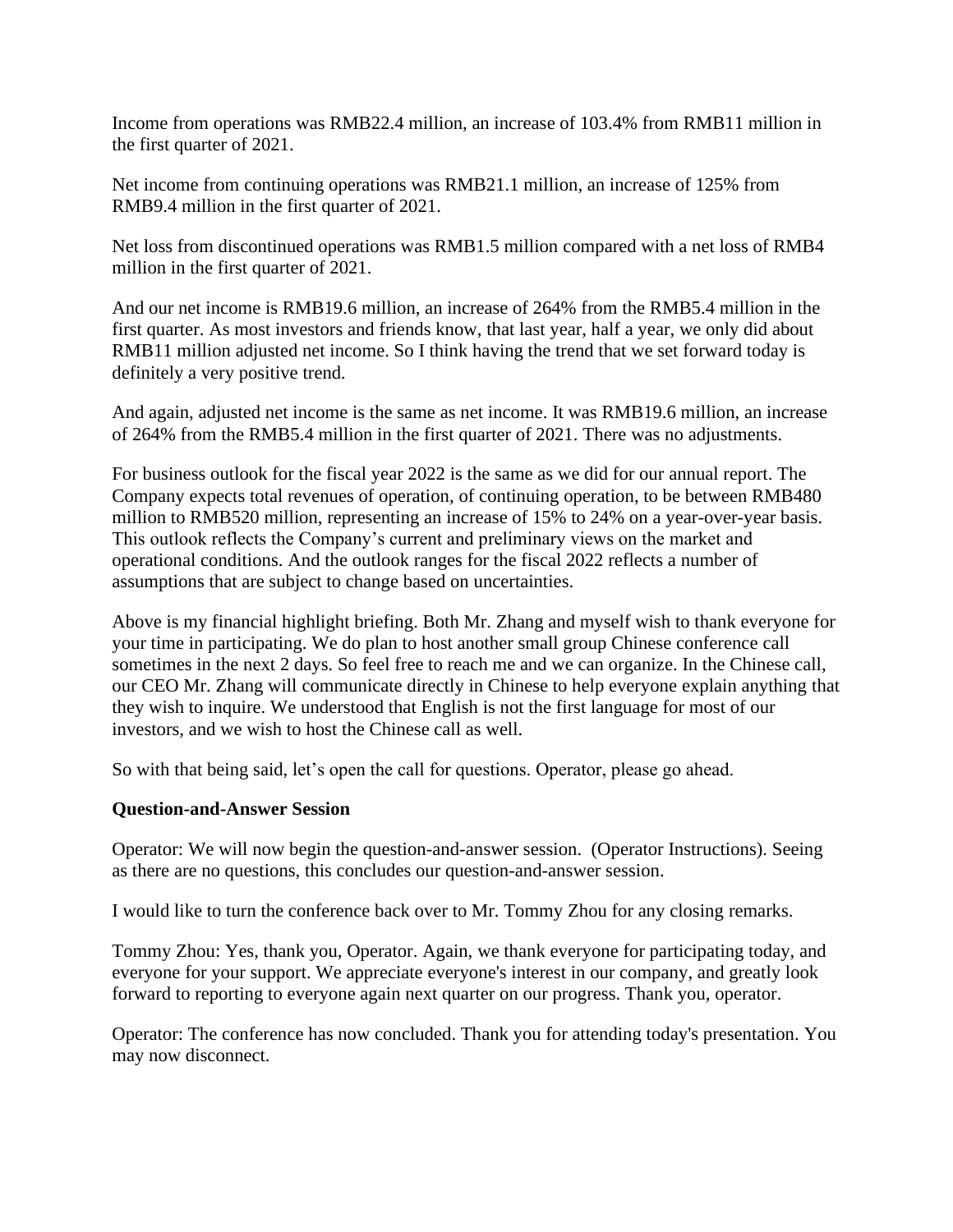Income from operations was RMB22.4 million, an increase of 103.4% from RMB11 million in the first quarter of 2021.

Net income from continuing operations was RMB21.1 million, an increase of 125% from RMB9.4 million in the first quarter of 2021.

Net loss from discontinued operations was RMB1.5 million compared with a net loss of RMB4 million in the first quarter of 2021.

And our net income is RMB19.6 million, an increase of 264% from the RMB5.4 million in the first quarter. As most investors and friends know, that last year, half a year, we only did about RMB11 million adjusted net income. So I think having the trend that we set forward today is definitely a very positive trend.

And again, adjusted net income is the same as net income. It was RMB19.6 million, an increase of 264% from the RMB5.4 million in the first quarter of 2021. There was no adjustments.

For business outlook for the fiscal year 2022 is the same as we did for our annual report. The Company expects total revenues of operation, of continuing operation, to be between RMB480 million to RMB520 million, representing an increase of 15% to 24% on a year-over-year basis. This outlook reflects the Company's current and preliminary views on the market and operational conditions. And the outlook ranges for the fiscal 2022 reflects a number of assumptions that are subject to change based on uncertainties.

Above is my financial highlight briefing. Both Mr. Zhang and myself wish to thank everyone for your time in participating. We do plan to host another small group Chinese conference call sometimes in the next 2 days. So feel free to reach me and we can organize. In the Chinese call, our CEO Mr. Zhang will communicate directly in Chinese to help everyone explain anything that they wish to inquire. We understood that English is not the first language for most of our investors, and we wish to host the Chinese call as well.

So with that being said, let's open the call for questions. Operator, please go ahead.

**Question-and-Answer Session**

Operator: We will now begin the question-and-answer session. (Operator Instructions). Seeing as there are no questions, this concludes our question-and-answer session.

I would like to turn the conference back over to Mr. Tommy Zhou for any closing remarks.

Tommy Zhou: Yes, thank you, Operator. Again, we thank everyone for participating today, and everyone for your support. We appreciate everyone's interest in our company, and greatly look forward to reporting to everyone again next quarter on our progress. Thank you, operator.

Operator: The conference has now concluded. Thank you for attending today's presentation. You may now disconnect.